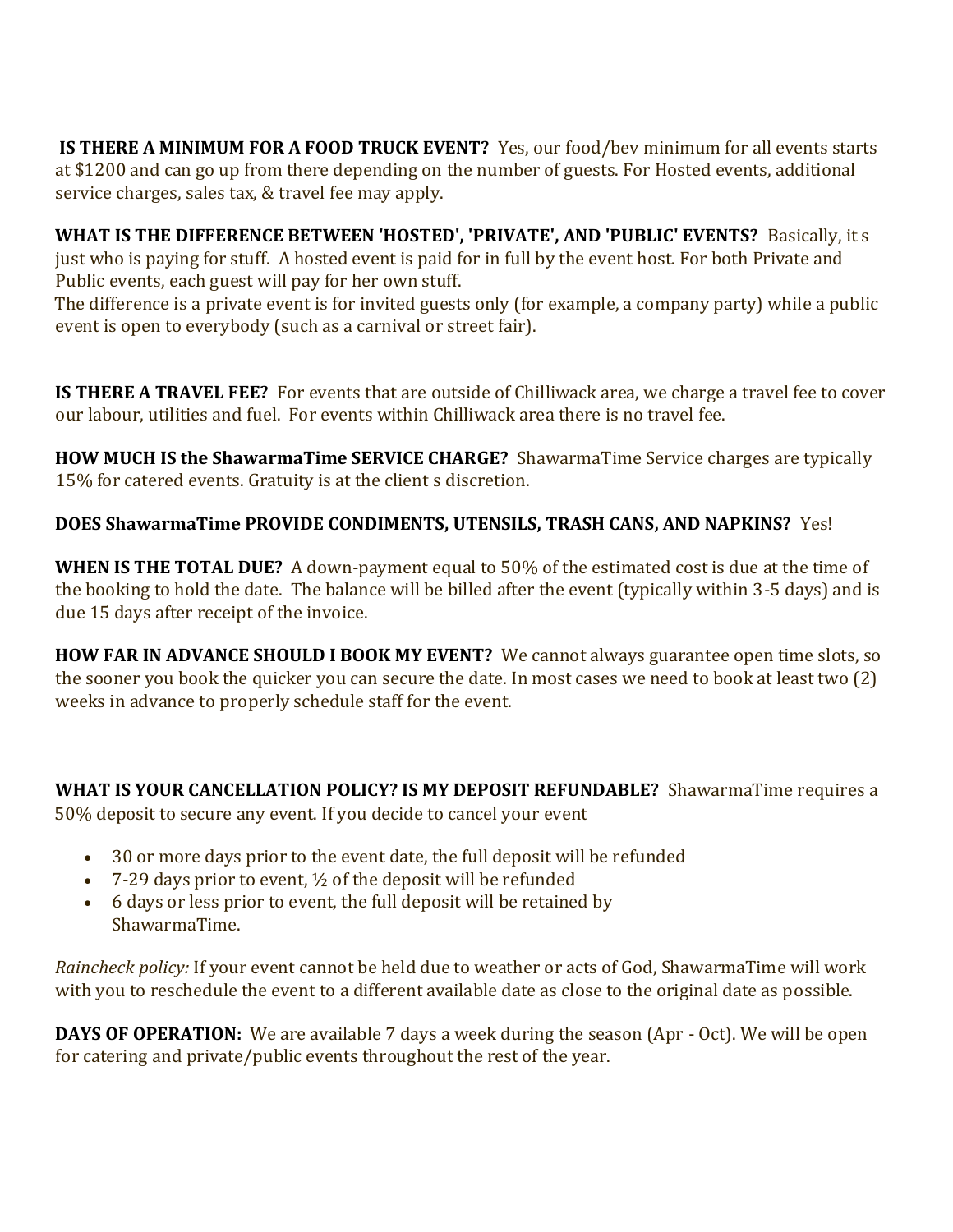**IS THERE A MINIMUM FOR A FOOD TRUCK EVENT?** Yes, our food/bev minimum for all events starts at $1200 and can go up from there depending on the number of guests. For Hosted events, additional service charges, sales tax, & travel fee may apply.

**WHAT IS THE DIFFERENCE BETWEEN 'HOSTED', 'PRIVATE', AND 'PUBLIC' EVENTS?** Basically, it s just who is paying for stuff. A hosted event is paid for in full by the event host. For both Private and Public events, each guest will pay for her own stuff.
The difference is a private event is for invited guests only (for example, a company party) while a public event is open to everybody (such as a carnival or street fair).

**IS THERE A TRAVEL FEE?** For events that are outside of Chilliwack area, we charge a travel fee to cover our labour, utilities and fuel. For events within Chilliwack area there is no travel fee.

**HOW MUCH IS the ShawarmaTime SERVICE CHARGE?** ShawarmaTime Service charges are typically 15% for catered events. Gratuity is at the client s discretion.

**DOES ShawarmaTime PROVIDE CONDIMENTS, UTENSILS, TRASH CANS, AND NAPKINS?** Yes!

**WHEN IS THE TOTAL DUE?** A down-payment equal to 50% of the estimated cost is due at the time of the booking to hold the date. The balance will be billed after the event (typically within 3-5 days) and is due 15 days after receipt of the invoice.

**HOW FAR IN ADVANCE SHOULD I BOOK MY EVENT?** We cannot always guarantee open time slots, so the sooner you book the quicker you can secure the date. In most cases we need to book at least two (2) weeks in advance to properly schedule staff for the event.

**WHAT IS YOUR CANCELLATION POLICY? IS MY DEPOSIT REFUNDABLE?** ShawarmaTime requires a 50% deposit to secure any event. If you decide to cancel your event

- 30 or more days prior to the event date, the full deposit will be refunded
- 7-29 days prior to event, ½ of the deposit will be refunded
- 6 days or less prior to event, the full deposit will be retained by ShawarmaTime.

*Raincheck policy:* If your event cannot be held due to weather or acts of God, ShawarmaTime will work with you to reschedule the event to a different available date as close to the original date as possible.

**DAYS OF OPERATION:** We are available 7 days a week during the season (Apr - Oct). We will be open for catering and private/public events throughout the rest of the year.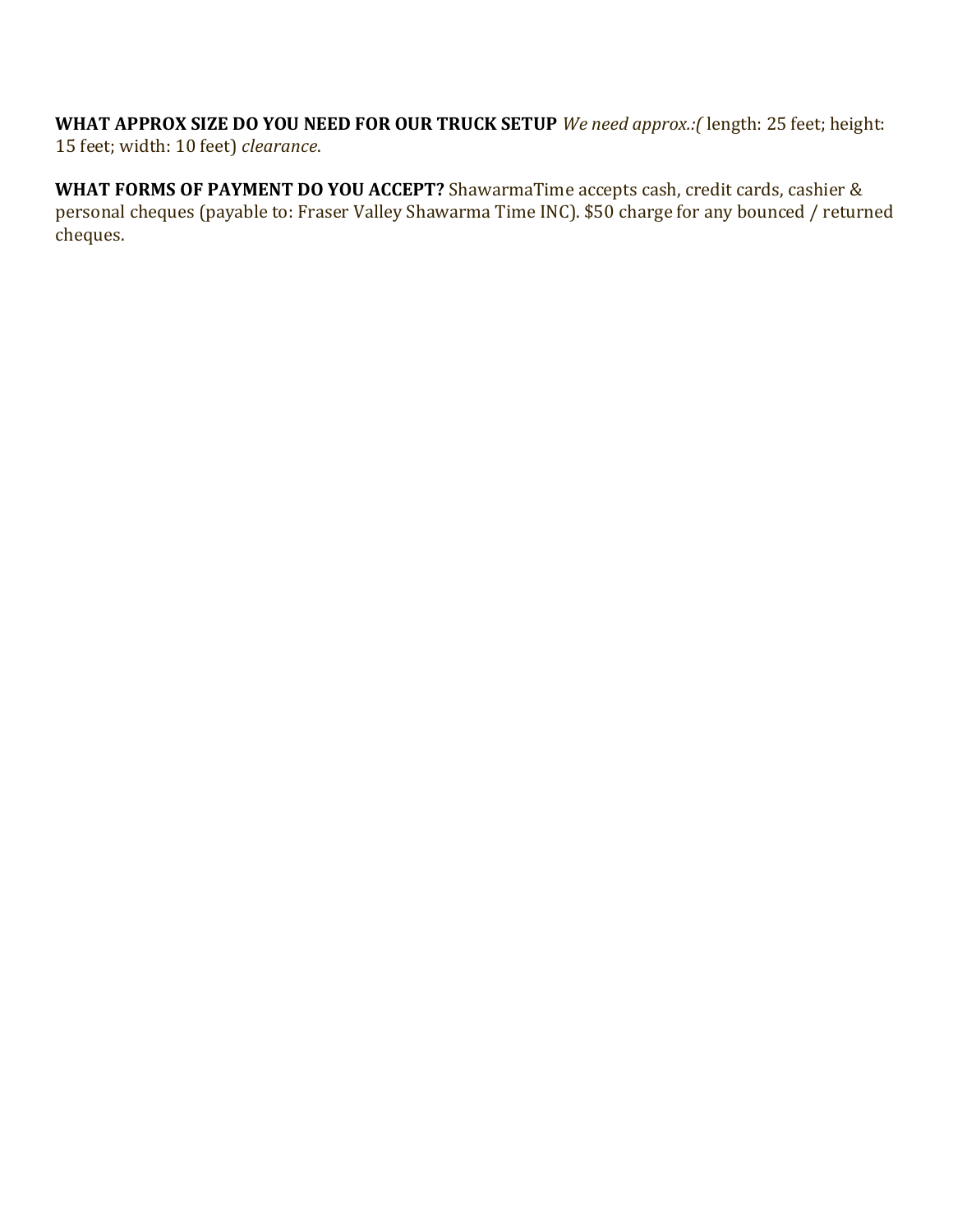**WHAT APPROX SIZE DO YOU NEED FOR OUR TRUCK SETUP** *We need approx.:(* length: 25 feet; height: 15 feet; width: 10 feet) *clearance*.

**WHAT FORMS OF PAYMENT DO YOU ACCEPT?** ShawarmaTime accepts cash, credit cards, cashier & personal cheques (payable to: Fraser Valley Shawarma Time INC). $50 charge for any bounced / returned cheques.